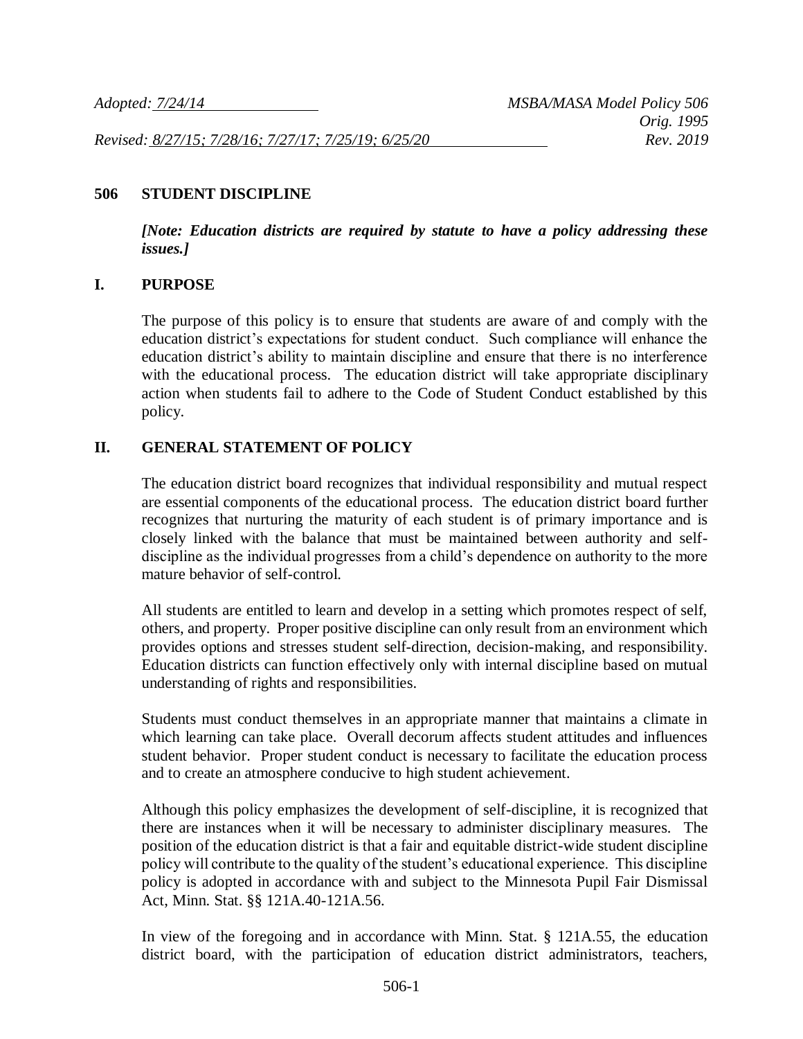*Adopted: 7/24/14* *MSBA/MASA Model Policy 506*
*Orig. 1995*
*Revised: 8/27/15; 7/28/16; 7/27/17; 7/25/19; 6/25/20* *Rev. 2019*

# 506 STUDENT DISCIPLINE

***[Note: Education districts are required by statute to have a policy addressing these issues.]***

## I. PURPOSE

The purpose of this policy is to ensure that students are aware of and comply with the education district's expectations for student conduct. Such compliance will enhance the education district's ability to maintain discipline and ensure that there is no interference with the educational process. The education district will take appropriate disciplinary action when students fail to adhere to the Code of Student Conduct established by this policy.

## II. GENERAL STATEMENT OF POLICY

The education district board recognizes that individual responsibility and mutual respect are essential components of the educational process. The education district board further recognizes that nurturing the maturity of each student is of primary importance and is closely linked with the balance that must be maintained between authority and self-discipline as the individual progresses from a child's dependence on authority to the more mature behavior of self-control.

All students are entitled to learn and develop in a setting which promotes respect of self, others, and property. Proper positive discipline can only result from an environment which provides options and stresses student self-direction, decision-making, and responsibility. Education districts can function effectively only with internal discipline based on mutual understanding of rights and responsibilities.

Students must conduct themselves in an appropriate manner that maintains a climate in which learning can take place. Overall decorum affects student attitudes and influences student behavior. Proper student conduct is necessary to facilitate the education process and to create an atmosphere conducive to high student achievement.

Although this policy emphasizes the development of self-discipline, it is recognized that there are instances when it will be necessary to administer disciplinary measures. The position of the education district is that a fair and equitable district-wide student discipline policy will contribute to the quality of the student's educational experience. This discipline policy is adopted in accordance with and subject to the Minnesota Pupil Fair Dismissal Act, Minn. Stat. §§ 121A.40-121A.56.

In view of the foregoing and in accordance with Minn. Stat. § 121A.55, the education district board, with the participation of education district administrators, teachers,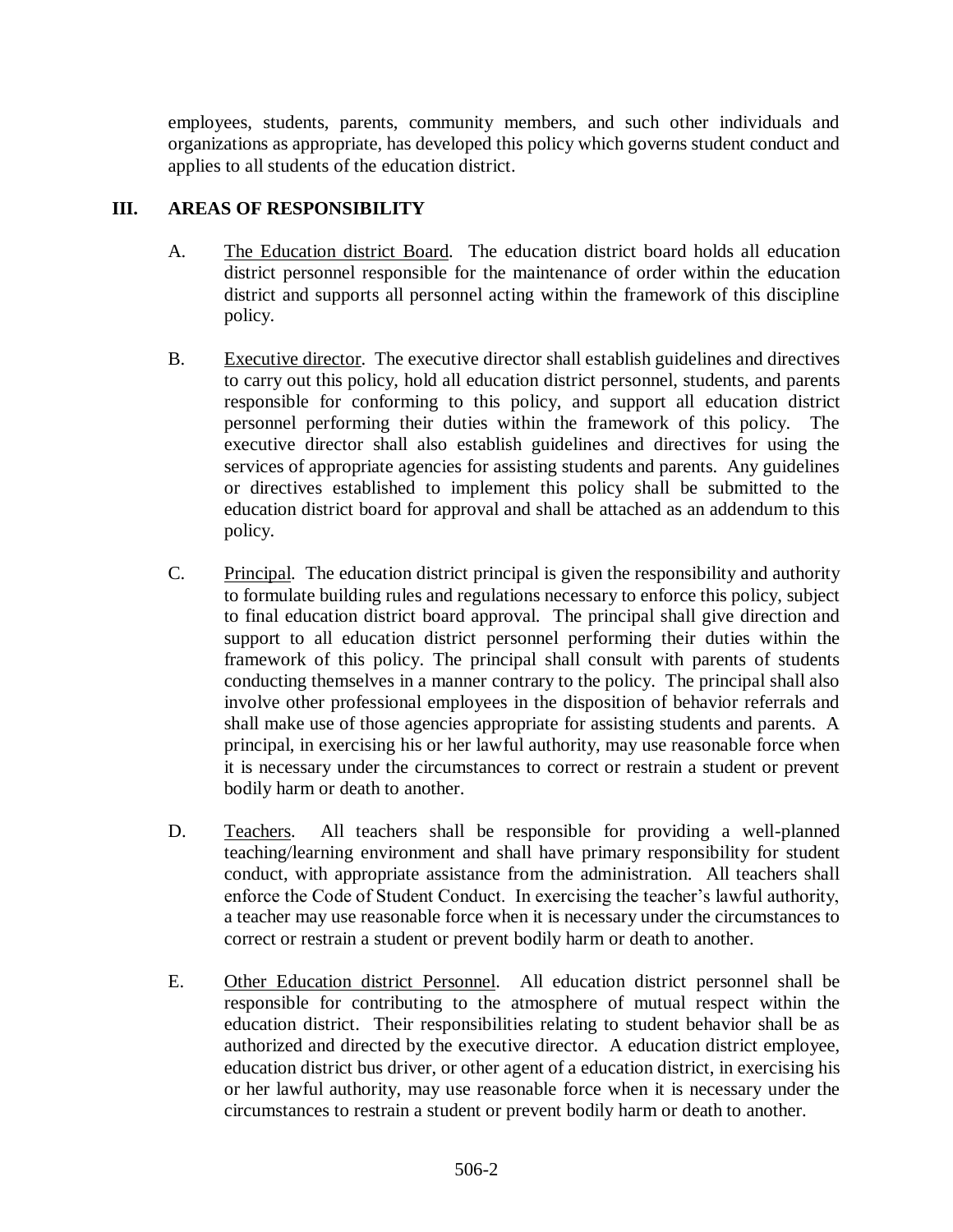employees, students, parents, community members, and such other individuals and organizations as appropriate, has developed this policy which governs student conduct and applies to all students of the education district.

## III. AREAS OF RESPONSIBILITY

A. The Education district Board. The education district board holds all education district personnel responsible for the maintenance of order within the education district and supports all personnel acting within the framework of this discipline policy.

B. Executive director. The executive director shall establish guidelines and directives to carry out this policy, hold all education district personnel, students, and parents responsible for conforming to this policy, and support all education district personnel performing their duties within the framework of this policy. The executive director shall also establish guidelines and directives for using the services of appropriate agencies for assisting students and parents. Any guidelines or directives established to implement this policy shall be submitted to the education district board for approval and shall be attached as an addendum to this policy.

C. Principal. The education district principal is given the responsibility and authority to formulate building rules and regulations necessary to enforce this policy, subject to final education district board approval. The principal shall give direction and support to all education district personnel performing their duties within the framework of this policy. The principal shall consult with parents of students conducting themselves in a manner contrary to the policy. The principal shall also involve other professional employees in the disposition of behavior referrals and shall make use of those agencies appropriate for assisting students and parents. A principal, in exercising his or her lawful authority, may use reasonable force when it is necessary under the circumstances to correct or restrain a student or prevent bodily harm or death to another.

D. Teachers. All teachers shall be responsible for providing a well-planned teaching/learning environment and shall have primary responsibility for student conduct, with appropriate assistance from the administration. All teachers shall enforce the Code of Student Conduct. In exercising the teacher's lawful authority, a teacher may use reasonable force when it is necessary under the circumstances to correct or restrain a student or prevent bodily harm or death to another.

E. Other Education district Personnel. All education district personnel shall be responsible for contributing to the atmosphere of mutual respect within the education district. Their responsibilities relating to student behavior shall be as authorized and directed by the executive director. A education district employee, education district bus driver, or other agent of a education district, in exercising his or her lawful authority, may use reasonable force when it is necessary under the circumstances to restrain a student or prevent bodily harm or death to another.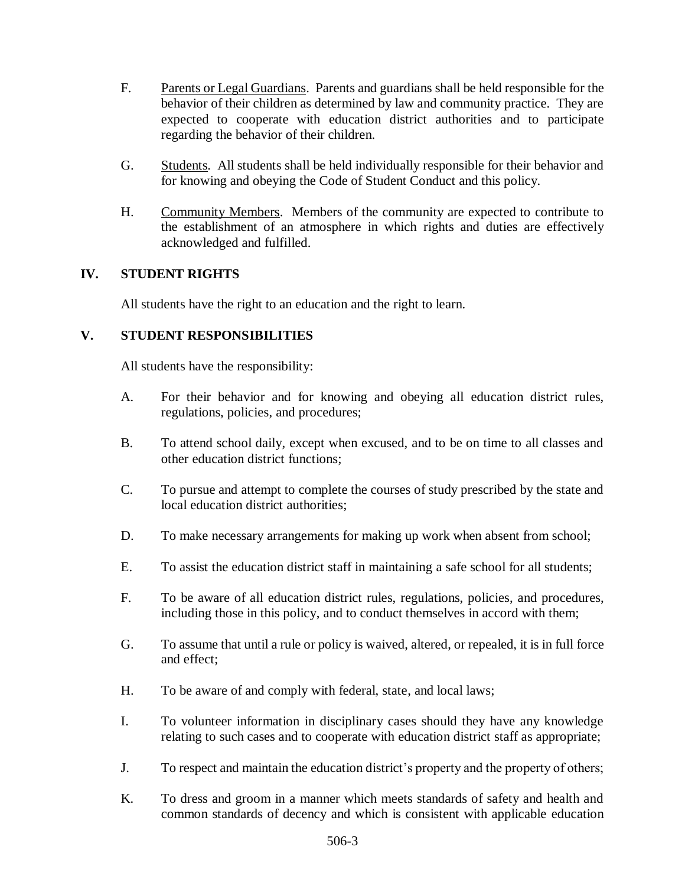F. Parents or Legal Guardians. Parents and guardians shall be held responsible for the behavior of their children as determined by law and community practice. They are expected to cooperate with education district authorities and to participate regarding the behavior of their children.

G. Students. All students shall be held individually responsible for their behavior and for knowing and obeying the Code of Student Conduct and this policy.

H. Community Members. Members of the community are expected to contribute to the establishment of an atmosphere in which rights and duties are effectively acknowledged and fulfilled.

## IV. STUDENT RIGHTS

All students have the right to an education and the right to learn.

## V. STUDENT RESPONSIBILITIES

All students have the responsibility:

A. For their behavior and for knowing and obeying all education district rules, regulations, policies, and procedures;

B. To attend school daily, except when excused, and to be on time to all classes and other education district functions;

C. To pursue and attempt to complete the courses of study prescribed by the state and local education district authorities;

D. To make necessary arrangements for making up work when absent from school;

E. To assist the education district staff in maintaining a safe school for all students;

F. To be aware of all education district rules, regulations, policies, and procedures, including those in this policy, and to conduct themselves in accord with them;

G. To assume that until a rule or policy is waived, altered, or repealed, it is in full force and effect;

H. To be aware of and comply with federal, state, and local laws;

I. To volunteer information in disciplinary cases should they have any knowledge relating to such cases and to cooperate with education district staff as appropriate;

J. To respect and maintain the education district's property and the property of others;

K. To dress and groom in a manner which meets standards of safety and health and common standards of decency and which is consistent with applicable education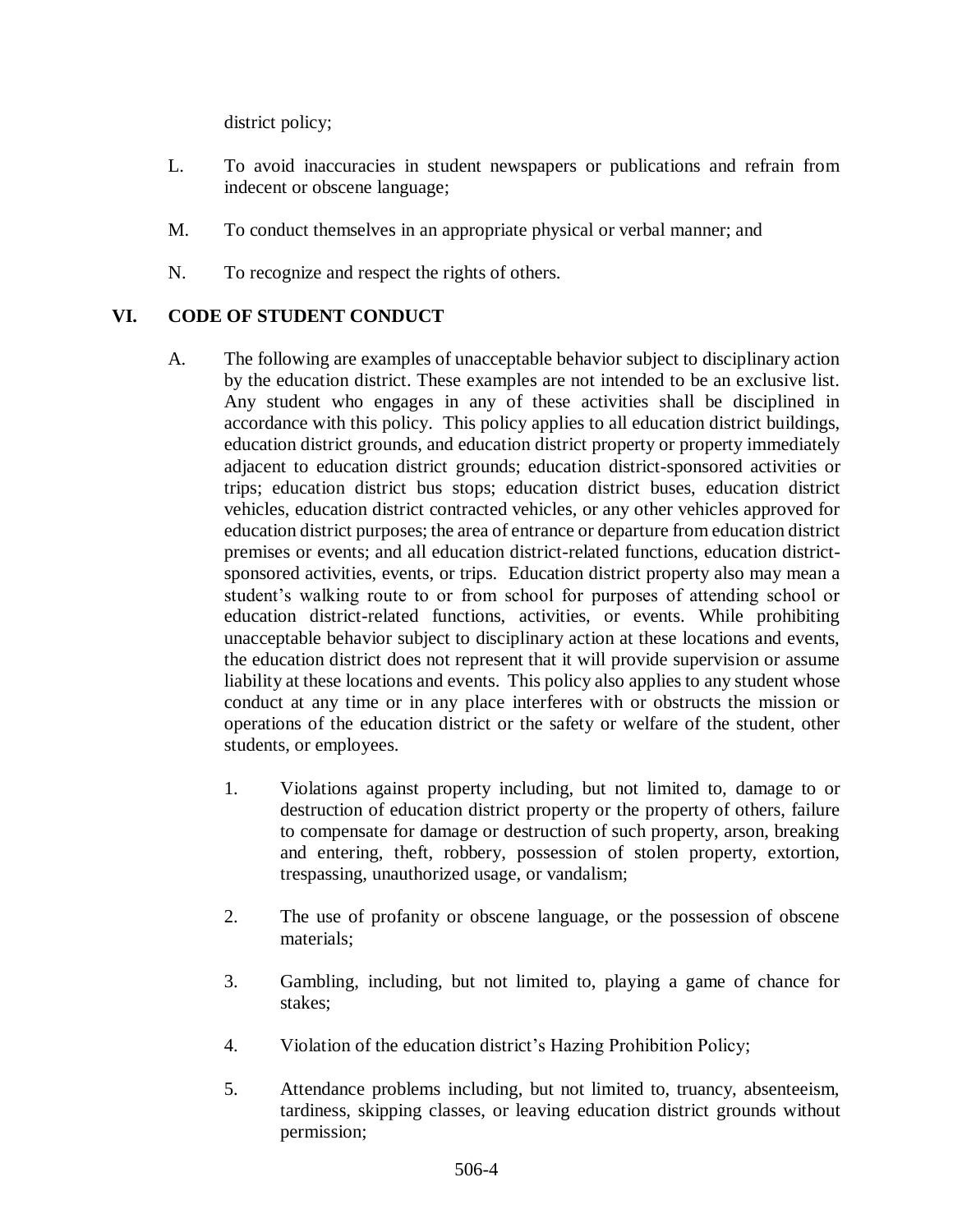district policy;

L. To avoid inaccuracies in student newspapers or publications and refrain from indecent or obscene language;

M. To conduct themselves in an appropriate physical or verbal manner; and

N. To recognize and respect the rights of others.

## VI. CODE OF STUDENT CONDUCT

A. The following are examples of unacceptable behavior subject to disciplinary action by the education district. These examples are not intended to be an exclusive list. Any student who engages in any of these activities shall be disciplined in accordance with this policy. This policy applies to all education district buildings, education district grounds, and education district property or property immediately adjacent to education district grounds; education district-sponsored activities or trips; education district bus stops; education district buses, education district vehicles, education district contracted vehicles, or any other vehicles approved for education district purposes; the area of entrance or departure from education district premises or events; and all education district-related functions, education district-sponsored activities, events, or trips. Education district property also may mean a student's walking route to or from school for purposes of attending school or education district-related functions, activities, or events. While prohibiting unacceptable behavior subject to disciplinary action at these locations and events, the education district does not represent that it will provide supervision or assume liability at these locations and events. This policy also applies to any student whose conduct at any time or in any place interferes with or obstructs the mission or operations of the education district or the safety or welfare of the student, other students, or employees.

1. Violations against property including, but not limited to, damage to or destruction of education district property or the property of others, failure to compensate for damage or destruction of such property, arson, breaking and entering, theft, robbery, possession of stolen property, extortion, trespassing, unauthorized usage, or vandalism;

2. The use of profanity or obscene language, or the possession of obscene materials;

3. Gambling, including, but not limited to, playing a game of chance for stakes;

4. Violation of the education district's Hazing Prohibition Policy;

5. Attendance problems including, but not limited to, truancy, absenteeism, tardiness, skipping classes, or leaving education district grounds without permission;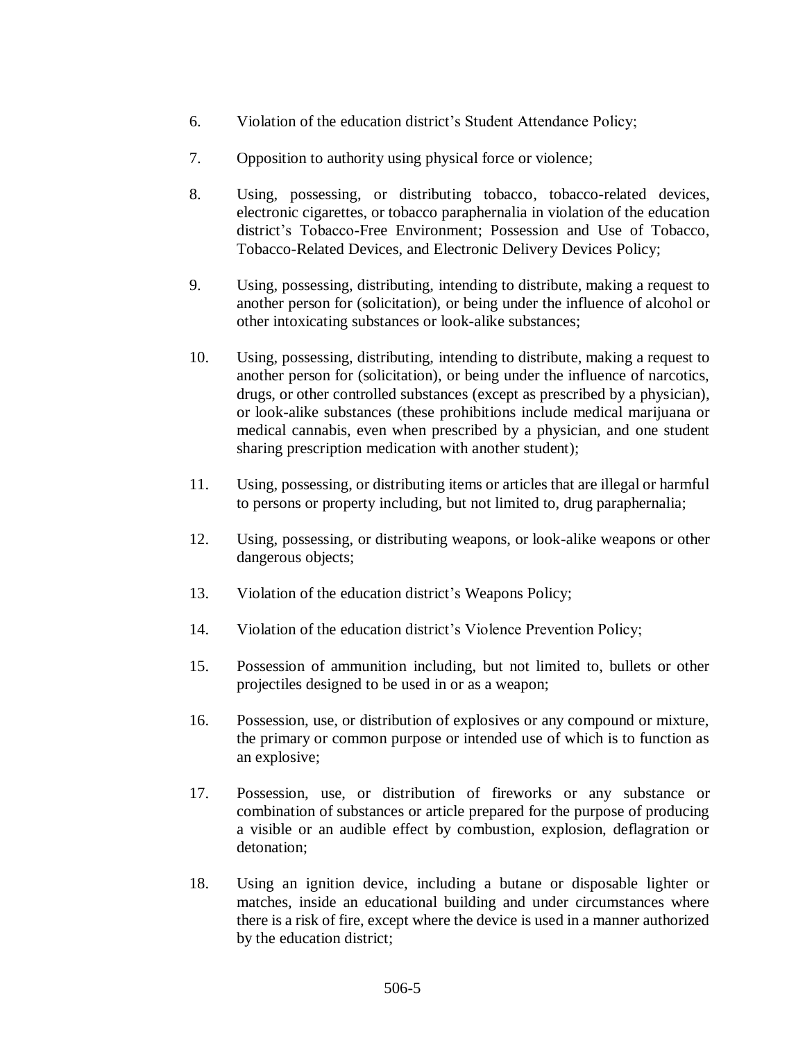6. Violation of the education district's Student Attendance Policy;

7. Opposition to authority using physical force or violence;

8. Using, possessing, or distributing tobacco, tobacco-related devices, electronic cigarettes, or tobacco paraphernalia in violation of the education district's Tobacco-Free Environment; Possession and Use of Tobacco, Tobacco-Related Devices, and Electronic Delivery Devices Policy;

9. Using, possessing, distributing, intending to distribute, making a request to another person for (solicitation), or being under the influence of alcohol or other intoxicating substances or look-alike substances;

10. Using, possessing, distributing, intending to distribute, making a request to another person for (solicitation), or being under the influence of narcotics, drugs, or other controlled substances (except as prescribed by a physician), or look-alike substances (these prohibitions include medical marijuana or medical cannabis, even when prescribed by a physician, and one student sharing prescription medication with another student);

11. Using, possessing, or distributing items or articles that are illegal or harmful to persons or property including, but not limited to, drug paraphernalia;

12. Using, possessing, or distributing weapons, or look-alike weapons or other dangerous objects;

13. Violation of the education district's Weapons Policy;

14. Violation of the education district's Violence Prevention Policy;

15. Possession of ammunition including, but not limited to, bullets or other projectiles designed to be used in or as a weapon;

16. Possession, use, or distribution of explosives or any compound or mixture, the primary or common purpose or intended use of which is to function as an explosive;

17. Possession, use, or distribution of fireworks or any substance or combination of substances or article prepared for the purpose of producing a visible or an audible effect by combustion, explosion, deflagration or detonation;

18. Using an ignition device, including a butane or disposable lighter or matches, inside an educational building and under circumstances where there is a risk of fire, except where the device is used in a manner authorized by the education district;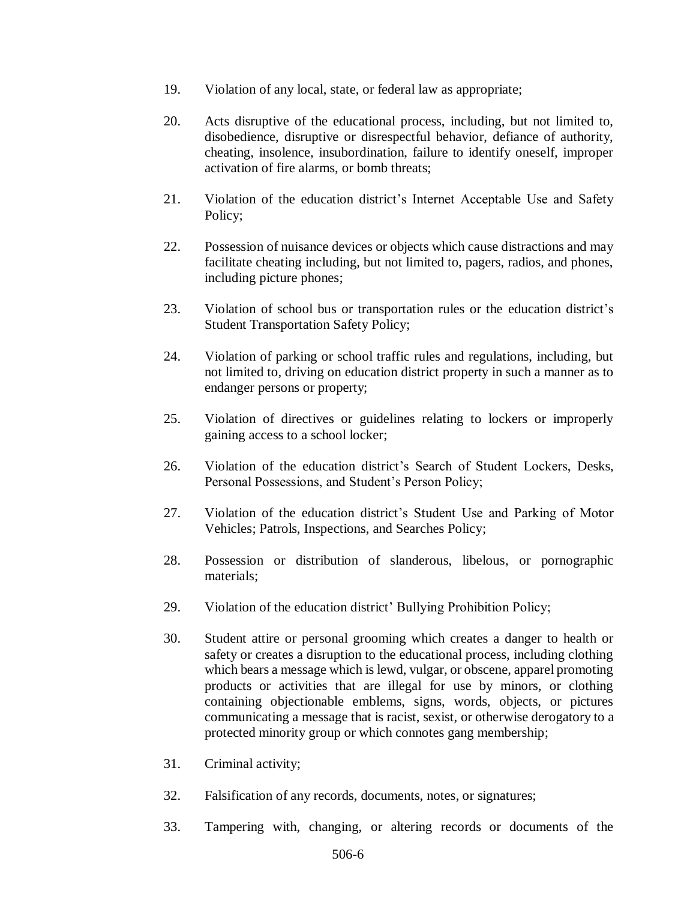19. Violation of any local, state, or federal law as appropriate;

20. Acts disruptive of the educational process, including, but not limited to, disobedience, disruptive or disrespectful behavior, defiance of authority, cheating, insolence, insubordination, failure to identify oneself, improper activation of fire alarms, or bomb threats;

21. Violation of the education district's Internet Acceptable Use and Safety Policy;

22. Possession of nuisance devices or objects which cause distractions and may facilitate cheating including, but not limited to, pagers, radios, and phones, including picture phones;

23. Violation of school bus or transportation rules or the education district's Student Transportation Safety Policy;

24. Violation of parking or school traffic rules and regulations, including, but not limited to, driving on education district property in such a manner as to endanger persons or property;

25. Violation of directives or guidelines relating to lockers or improperly gaining access to a school locker;

26. Violation of the education district's Search of Student Lockers, Desks, Personal Possessions, and Student's Person Policy;

27. Violation of the education district's Student Use and Parking of Motor Vehicles; Patrols, Inspections, and Searches Policy;

28. Possession or distribution of slanderous, libelous, or pornographic materials;

29. Violation of the education district' Bullying Prohibition Policy;

30. Student attire or personal grooming which creates a danger to health or safety or creates a disruption to the educational process, including clothing which bears a message which is lewd, vulgar, or obscene, apparel promoting products or activities that are illegal for use by minors, or clothing containing objectionable emblems, signs, words, objects, or pictures communicating a message that is racist, sexist, or otherwise derogatory to a protected minority group or which connotes gang membership;

31. Criminal activity;

32. Falsification of any records, documents, notes, or signatures;

33. Tampering with, changing, or altering records or documents of the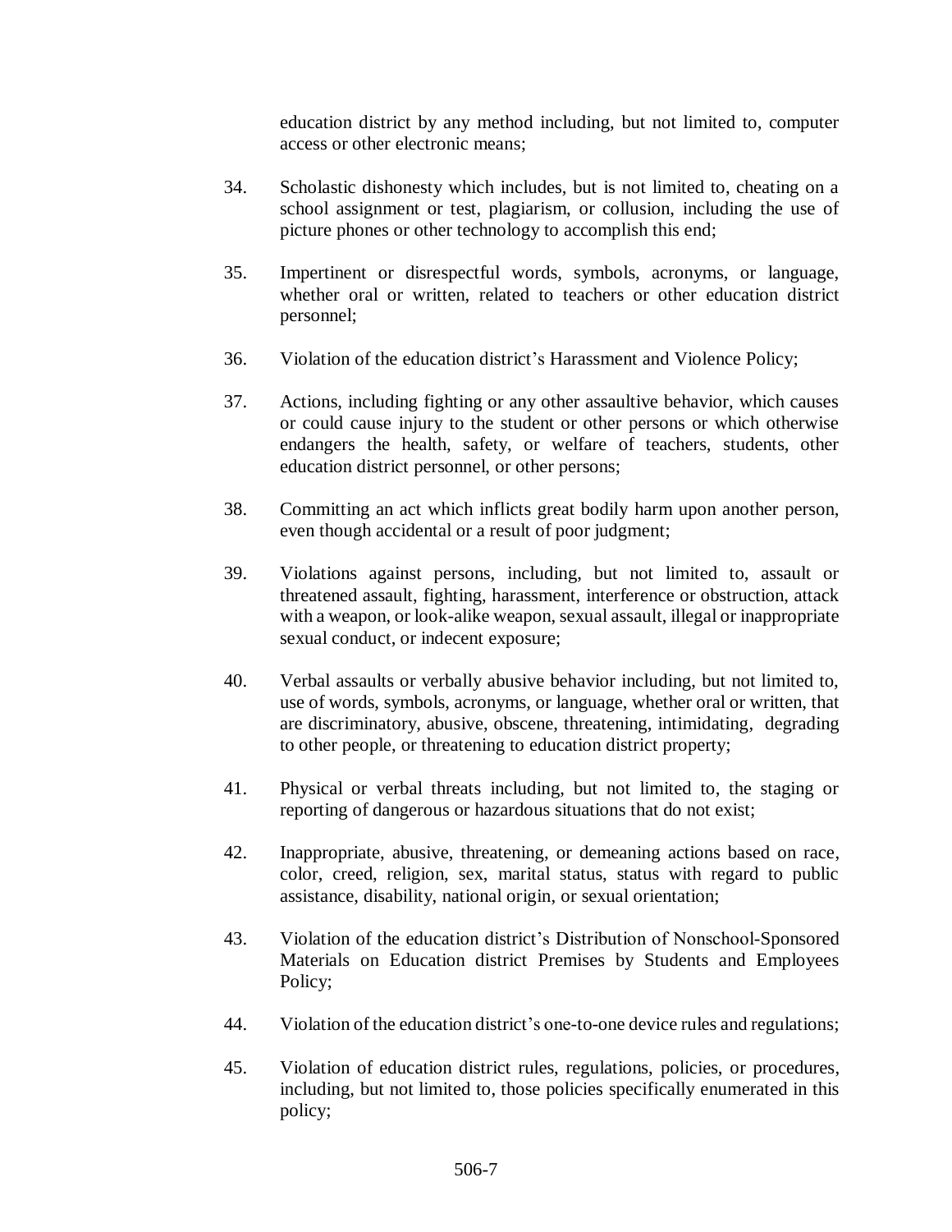education district by any method including, but not limited to, computer access or other electronic means;

34. Scholastic dishonesty which includes, but is not limited to, cheating on a school assignment or test, plagiarism, or collusion, including the use of picture phones or other technology to accomplish this end;

35. Impertinent or disrespectful words, symbols, acronyms, or language, whether oral or written, related to teachers or other education district personnel;

36. Violation of the education district's Harassment and Violence Policy;

37. Actions, including fighting or any other assaultive behavior, which causes or could cause injury to the student or other persons or which otherwise endangers the health, safety, or welfare of teachers, students, other education district personnel, or other persons;

38. Committing an act which inflicts great bodily harm upon another person, even though accidental or a result of poor judgment;

39. Violations against persons, including, but not limited to, assault or threatened assault, fighting, harassment, interference or obstruction, attack with a weapon, or look-alike weapon, sexual assault, illegal or inappropriate sexual conduct, or indecent exposure;

40. Verbal assaults or verbally abusive behavior including, but not limited to, use of words, symbols, acronyms, or language, whether oral or written, that are discriminatory, abusive, obscene, threatening, intimidating, degrading to other people, or threatening to education district property;

41. Physical or verbal threats including, but not limited to, the staging or reporting of dangerous or hazardous situations that do not exist;

42. Inappropriate, abusive, threatening, or demeaning actions based on race, color, creed, religion, sex, marital status, status with regard to public assistance, disability, national origin, or sexual orientation;

43. Violation of the education district's Distribution of Nonschool-Sponsored Materials on Education district Premises by Students and Employees Policy;

44. Violation of the education district's one-to-one device rules and regulations;

45. Violation of education district rules, regulations, policies, or procedures, including, but not limited to, those policies specifically enumerated in this policy;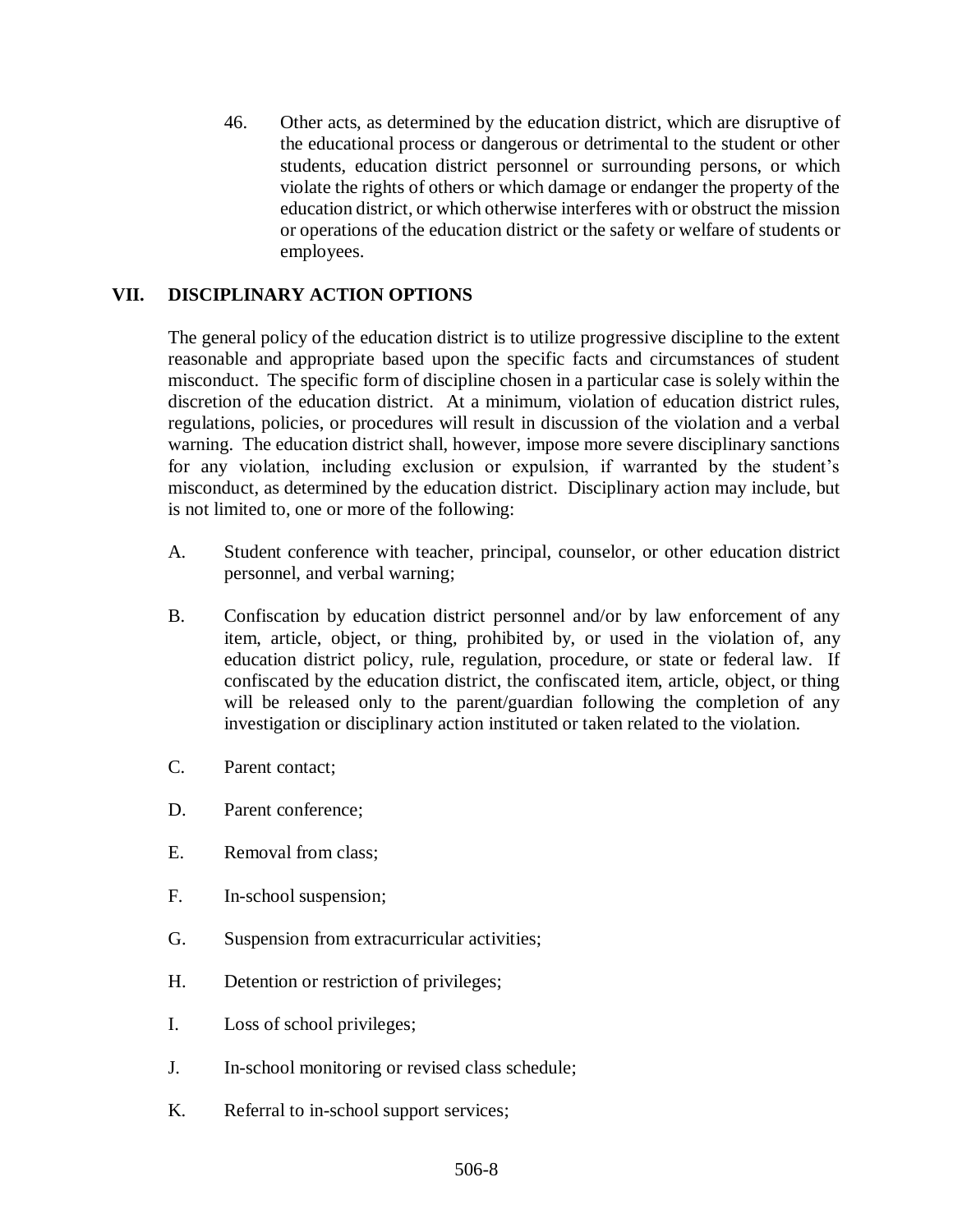46. Other acts, as determined by the education district, which are disruptive of the educational process or dangerous or detrimental to the student or other students, education district personnel or surrounding persons, or which violate the rights of others or which damage or endanger the property of the education district, or which otherwise interferes with or obstruct the mission or operations of the education district or the safety or welfare of students or employees.

## VII. DISCIPLINARY ACTION OPTIONS

The general policy of the education district is to utilize progressive discipline to the extent reasonable and appropriate based upon the specific facts and circumstances of student misconduct. The specific form of discipline chosen in a particular case is solely within the discretion of the education district. At a minimum, violation of education district rules, regulations, policies, or procedures will result in discussion of the violation and a verbal warning. The education district shall, however, impose more severe disciplinary sanctions for any violation, including exclusion or expulsion, if warranted by the student's misconduct, as determined by the education district. Disciplinary action may include, but is not limited to, one or more of the following:

A. Student conference with teacher, principal, counselor, or other education district personnel, and verbal warning;

B. Confiscation by education district personnel and/or by law enforcement of any item, article, object, or thing, prohibited by, or used in the violation of, any education district policy, rule, regulation, procedure, or state or federal law. If confiscated by the education district, the confiscated item, article, object, or thing will be released only to the parent/guardian following the completion of any investigation or disciplinary action instituted or taken related to the violation.

C. Parent contact;

D. Parent conference;

E. Removal from class;

F. In-school suspension;

G. Suspension from extracurricular activities;

H. Detention or restriction of privileges;

I. Loss of school privileges;

J. In-school monitoring or revised class schedule;

K. Referral to in-school support services;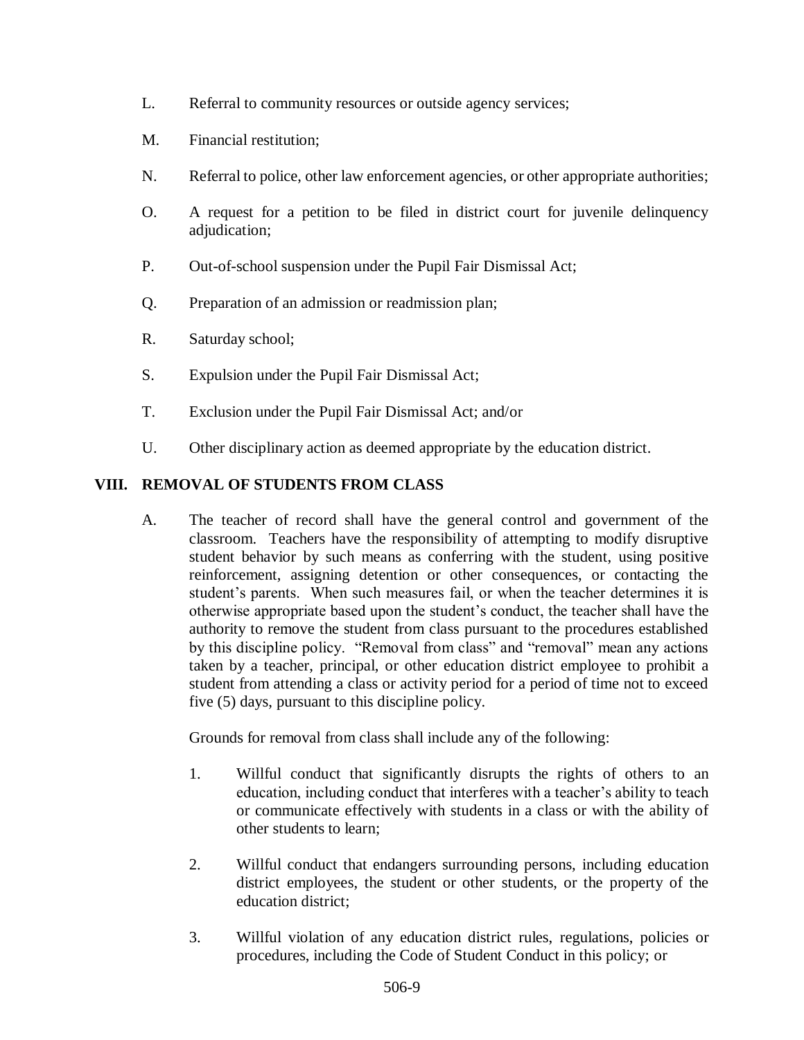L. Referral to community resources or outside agency services;

M. Financial restitution;

N. Referral to police, other law enforcement agencies, or other appropriate authorities;

O. A request for a petition to be filed in district court for juvenile delinquency adjudication;

P. Out-of-school suspension under the Pupil Fair Dismissal Act;

Q. Preparation of an admission or readmission plan;

R. Saturday school;

S. Expulsion under the Pupil Fair Dismissal Act;

T. Exclusion under the Pupil Fair Dismissal Act; and/or

U. Other disciplinary action as deemed appropriate by the education district.

## VIII. REMOVAL OF STUDENTS FROM CLASS

A. The teacher of record shall have the general control and government of the classroom. Teachers have the responsibility of attempting to modify disruptive student behavior by such means as conferring with the student, using positive reinforcement, assigning detention or other consequences, or contacting the student's parents. When such measures fail, or when the teacher determines it is otherwise appropriate based upon the student's conduct, the teacher shall have the authority to remove the student from class pursuant to the procedures established by this discipline policy. "Removal from class" and "removal" mean any actions taken by a teacher, principal, or other education district employee to prohibit a student from attending a class or activity period for a period of time not to exceed five (5) days, pursuant to this discipline policy.

Grounds for removal from class shall include any of the following:

1. Willful conduct that significantly disrupts the rights of others to an education, including conduct that interferes with a teacher's ability to teach or communicate effectively with students in a class or with the ability of other students to learn;

2. Willful conduct that endangers surrounding persons, including education district employees, the student or other students, or the property of the education district;

3. Willful violation of any education district rules, regulations, policies or procedures, including the Code of Student Conduct in this policy; or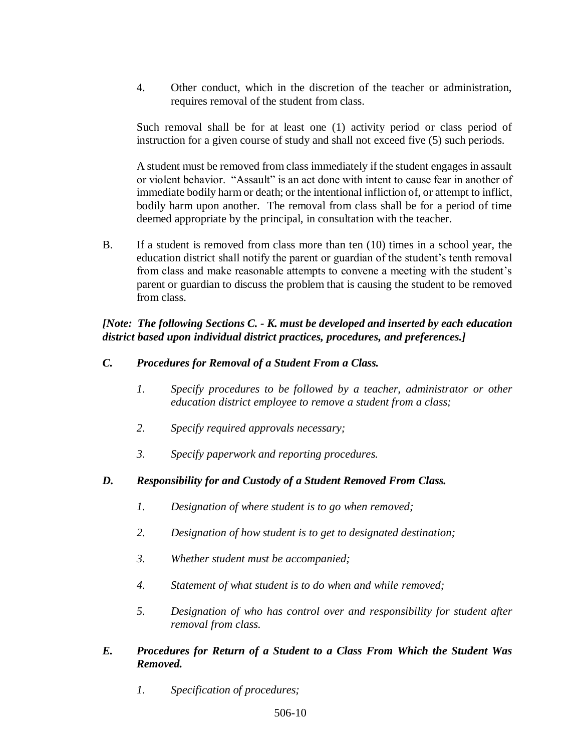4. Other conduct, which in the discretion of the teacher or administration, requires removal of the student from class.

Such removal shall be for at least one (1) activity period or class period of instruction for a given course of study and shall not exceed five (5) such periods.

A student must be removed from class immediately if the student engages in assault or violent behavior. "Assault" is an act done with intent to cause fear in another of immediate bodily harm or death; or the intentional infliction of, or attempt to inflict, bodily harm upon another. The removal from class shall be for a period of time deemed appropriate by the principal, in consultation with the teacher.

B. If a student is removed from class more than ten (10) times in a school year, the education district shall notify the parent or guardian of the student's tenth removal from class and make reasonable attempts to convene a meeting with the student's parent or guardian to discuss the problem that is causing the student to be removed from class.

***[Note: The following Sections C. - K. must be developed and inserted by each education district based upon individual district practices, procedures, and preferences.]***

***C. Procedures for Removal of a Student From a Class.***

*1. Specify procedures to be followed by a teacher, administrator or other education district employee to remove a student from a class;*

*2. Specify required approvals necessary;*

*3. Specify paperwork and reporting procedures.*

***D. Responsibility for and Custody of a Student Removed From Class.***

*1. Designation of where student is to go when removed;*

*2. Designation of how student is to get to designated destination;*

*3. Whether student must be accompanied;*

*4. Statement of what student is to do when and while removed;*

*5. Designation of who has control over and responsibility for student after removal from class.*

***E. Procedures for Return of a Student to a Class From Which the Student Was Removed.***

*1. Specification of procedures;*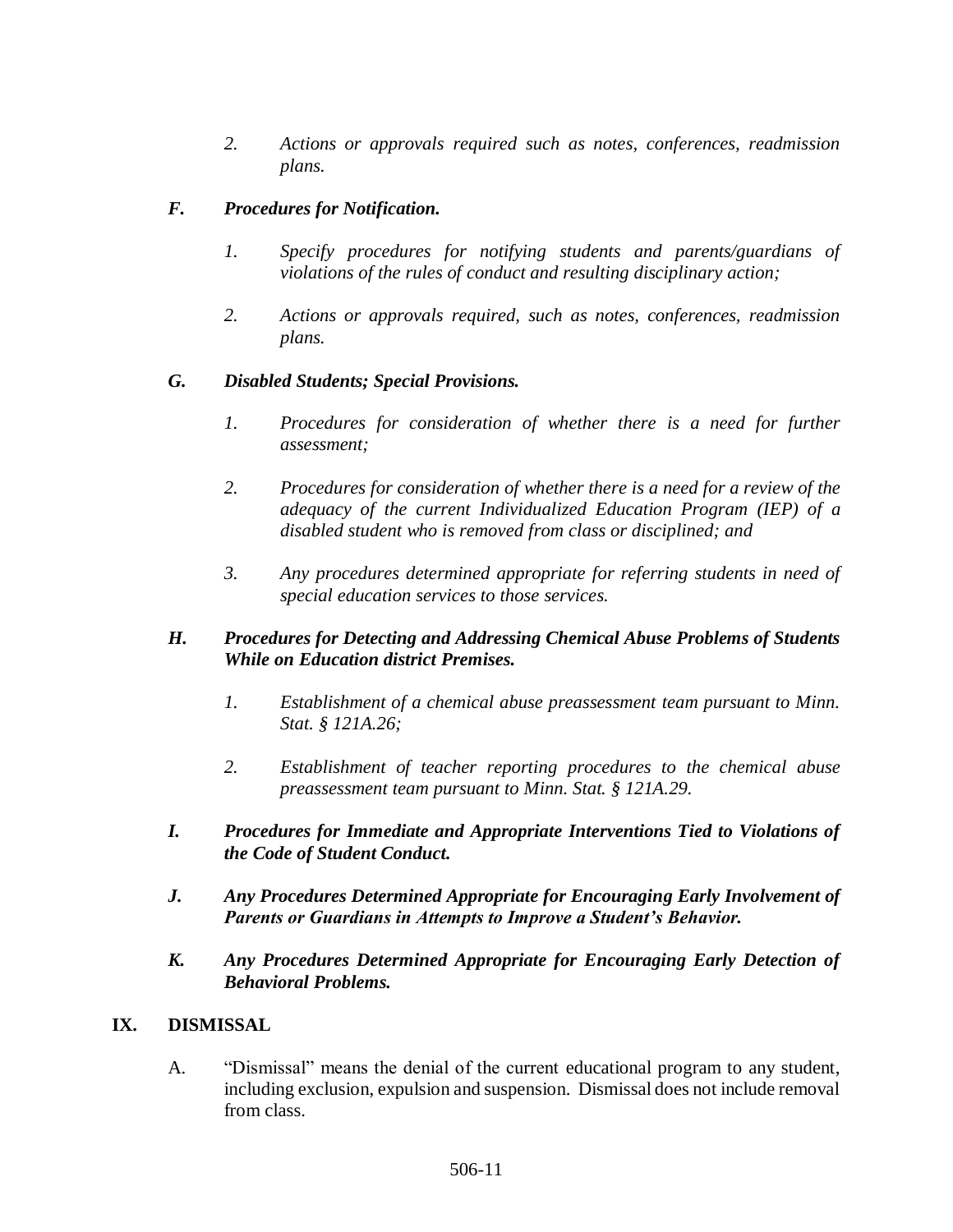*2. Actions or approvals required such as notes, conferences, readmission plans.*

***F. Procedures for Notification.***

*1. Specify procedures for notifying students and parents/guardians of violations of the rules of conduct and resulting disciplinary action;*

*2. Actions or approvals required, such as notes, conferences, readmission plans.*

***G. Disabled Students; Special Provisions.***

*1. Procedures for consideration of whether there is a need for further assessment;*

*2. Procedures for consideration of whether there is a need for a review of the adequacy of the current Individualized Education Program (IEP) of a disabled student who is removed from class or disciplined; and*

*3. Any procedures determined appropriate for referring students in need of special education services to those services.*

***H. Procedures for Detecting and Addressing Chemical Abuse Problems of Students While on Education district Premises.***

*1. Establishment of a chemical abuse preassessment team pursuant to Minn. Stat. § 121A.26;*

*2. Establishment of teacher reporting procedures to the chemical abuse preassessment team pursuant to Minn. Stat. § 121A.29.*

***I. Procedures for Immediate and Appropriate Interventions Tied to Violations of the Code of Student Conduct.***

***J. Any Procedures Determined Appropriate for Encouraging Early Involvement of Parents or Guardians in Attempts to Improve a Student's Behavior.***

***K. Any Procedures Determined Appropriate for Encouraging Early Detection of Behavioral Problems.***

## IX. DISMISSAL

A. "Dismissal" means the denial of the current educational program to any student, including exclusion, expulsion and suspension. Dismissal does not include removal from class.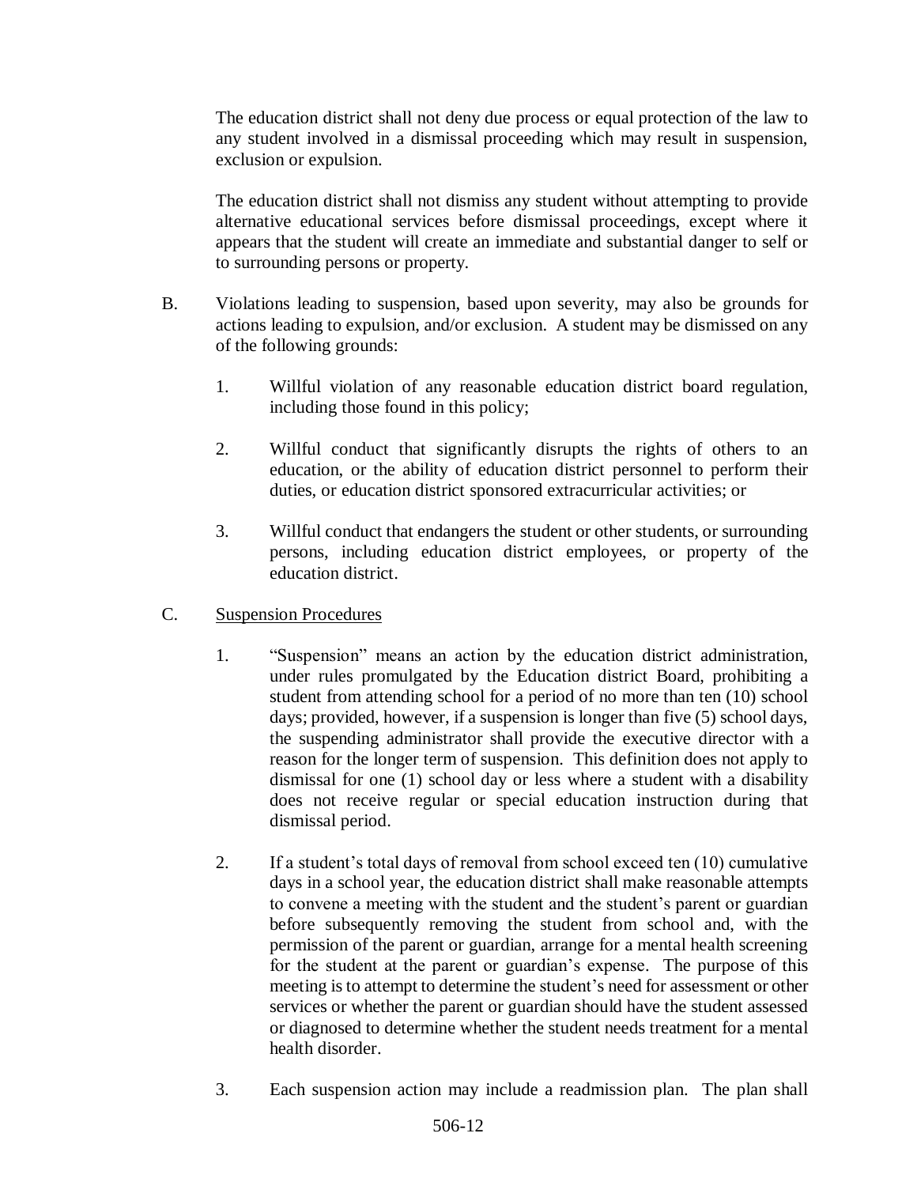The education district shall not deny due process or equal protection of the law to any student involved in a dismissal proceeding which may result in suspension, exclusion or expulsion.

The education district shall not dismiss any student without attempting to provide alternative educational services before dismissal proceedings, except where it appears that the student will create an immediate and substantial danger to self or to surrounding persons or property.

B. Violations leading to suspension, based upon severity, may also be grounds for actions leading to expulsion, and/or exclusion. A student may be dismissed on any of the following grounds:

   1. Willful violation of any reasonable education district board regulation, including those found in this policy;

   2. Willful conduct that significantly disrupts the rights of others to an education, or the ability of education district personnel to perform their duties, or education district sponsored extracurricular activities; or

   3. Willful conduct that endangers the student or other students, or surrounding persons, including education district employees, or property of the education district.

C. <u>Suspension Procedures</u>

   1. "Suspension" means an action by the education district administration, under rules promulgated by the Education district Board, prohibiting a student from attending school for a period of no more than ten (10) school days; provided, however, if a suspension is longer than five (5) school days, the suspending administrator shall provide the executive director with a reason for the longer term of suspension. This definition does not apply to dismissal for one (1) school day or less where a student with a disability does not receive regular or special education instruction during that dismissal period.

   2. If a student's total days of removal from school exceed ten (10) cumulative days in a school year, the education district shall make reasonable attempts to convene a meeting with the student and the student's parent or guardian before subsequently removing the student from school and, with the permission of the parent or guardian, arrange for a mental health screening for the student at the parent or guardian's expense. The purpose of this meeting is to attempt to determine the student's need for assessment or other services or whether the parent or guardian should have the student assessed or diagnosed to determine whether the student needs treatment for a mental health disorder.

   3. Each suspension action may include a readmission plan. The plan shall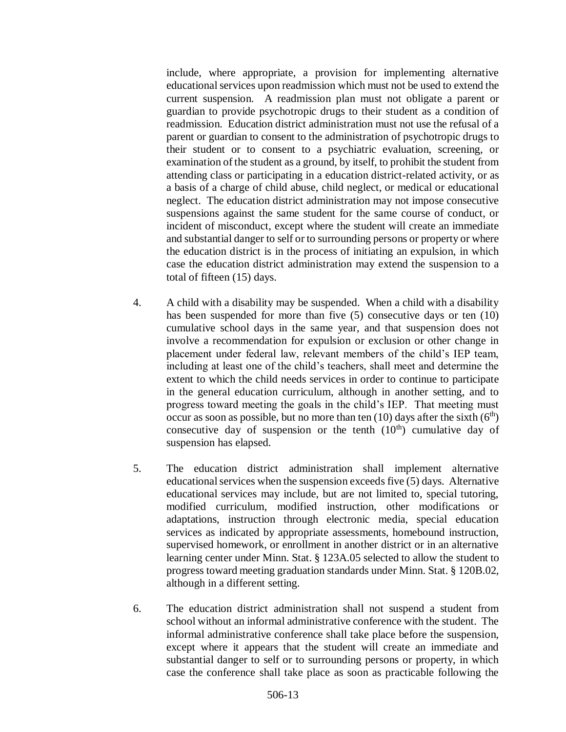include, where appropriate, a provision for implementing alternative educational services upon readmission which must not be used to extend the current suspension. A readmission plan must not obligate a parent or guardian to provide psychotropic drugs to their student as a condition of readmission. Education district administration must not use the refusal of a parent or guardian to consent to the administration of psychotropic drugs to their student or to consent to a psychiatric evaluation, screening, or examination of the student as a ground, by itself, to prohibit the student from attending class or participating in a education district-related activity, or as a basis of a charge of child abuse, child neglect, or medical or educational neglect. The education district administration may not impose consecutive suspensions against the same student for the same course of conduct, or incident of misconduct, except where the student will create an immediate and substantial danger to self or to surrounding persons or property or where the education district is in the process of initiating an expulsion, in which case the education district administration may extend the suspension to a total of fifteen (15) days.

4. A child with a disability may be suspended. When a child with a disability has been suspended for more than five (5) consecutive days or ten (10) cumulative school days in the same year, and that suspension does not involve a recommendation for expulsion or exclusion or other change in placement under federal law, relevant members of the child's IEP team, including at least one of the child's teachers, shall meet and determine the extent to which the child needs services in order to continue to participate in the general education curriculum, although in another setting, and to progress toward meeting the goals in the child's IEP. That meeting must occur as soon as possible, but no more than ten (10) days after the sixth (6th) consecutive day of suspension or the tenth (10th) cumulative day of suspension has elapsed.

5. The education district administration shall implement alternative educational services when the suspension exceeds five (5) days. Alternative educational services may include, but are not limited to, special tutoring, modified curriculum, modified instruction, other modifications or adaptations, instruction through electronic media, special education services as indicated by appropriate assessments, homebound instruction, supervised homework, or enrollment in another district or in an alternative learning center under Minn. Stat. § 123A.05 selected to allow the student to progress toward meeting graduation standards under Minn. Stat. § 120B.02, although in a different setting.

6. The education district administration shall not suspend a student from school without an informal administrative conference with the student. The informal administrative conference shall take place before the suspension, except where it appears that the student will create an immediate and substantial danger to self or to surrounding persons or property, in which case the conference shall take place as soon as practicable following the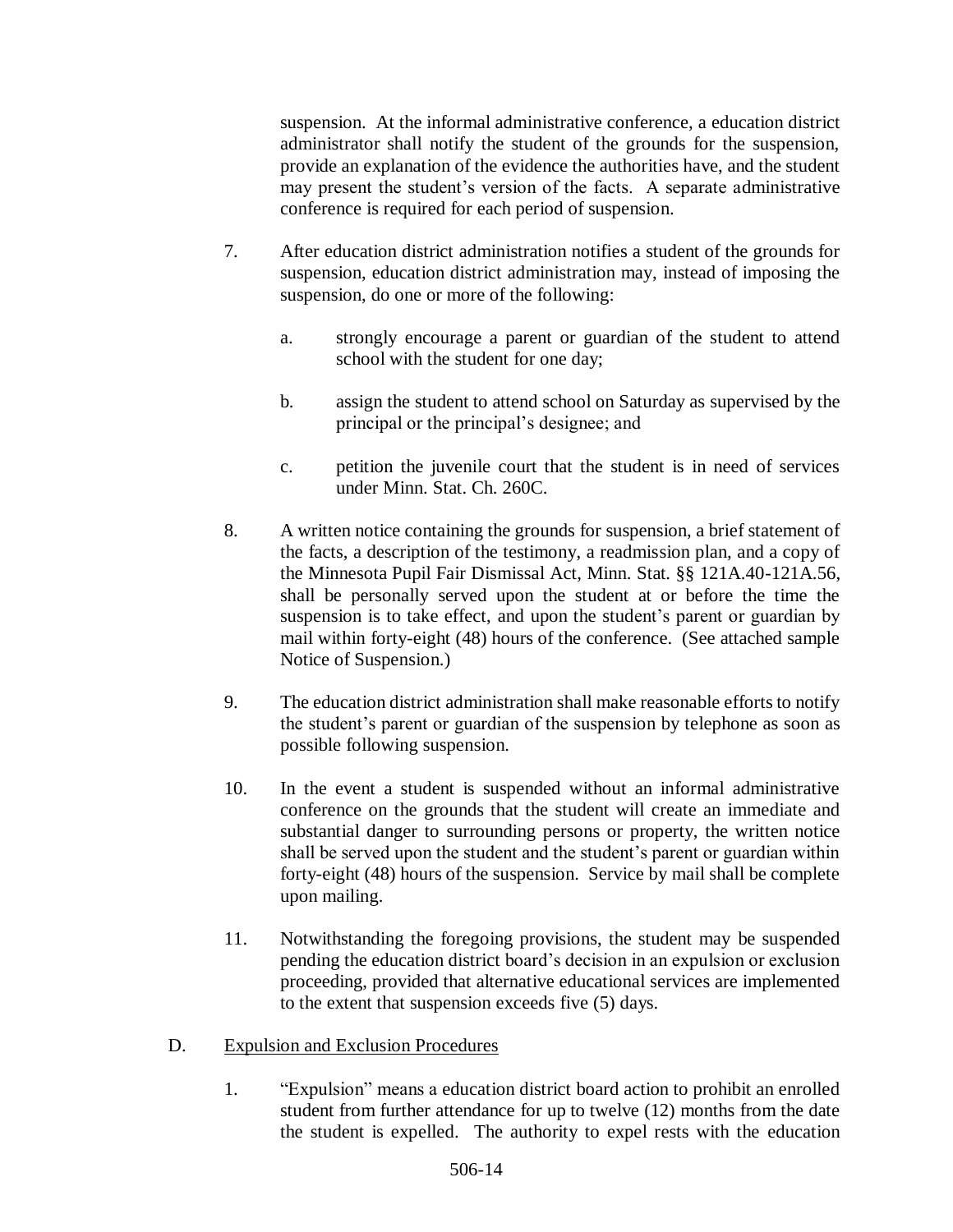suspension. At the informal administrative conference, a education district administrator shall notify the student of the grounds for the suspension, provide an explanation of the evidence the authorities have, and the student may present the student's version of the facts. A separate administrative conference is required for each period of suspension.

7. After education district administration notifies a student of the grounds for suspension, education district administration may, instead of imposing the suspension, do one or more of the following:

   a. strongly encourage a parent or guardian of the student to attend school with the student for one day;

   b. assign the student to attend school on Saturday as supervised by the principal or the principal's designee; and

   c. petition the juvenile court that the student is in need of services under Minn. Stat. Ch. 260C.

8. A written notice containing the grounds for suspension, a brief statement of the facts, a description of the testimony, a readmission plan, and a copy of the Minnesota Pupil Fair Dismissal Act, Minn. Stat. §§ 121A.40-121A.56, shall be personally served upon the student at or before the time the suspension is to take effect, and upon the student's parent or guardian by mail within forty-eight (48) hours of the conference. (See attached sample Notice of Suspension.)

9. The education district administration shall make reasonable efforts to notify the student's parent or guardian of the suspension by telephone as soon as possible following suspension.

10. In the event a student is suspended without an informal administrative conference on the grounds that the student will create an immediate and substantial danger to surrounding persons or property, the written notice shall be served upon the student and the student's parent or guardian within forty-eight (48) hours of the suspension. Service by mail shall be complete upon mailing.

11. Notwithstanding the foregoing provisions, the student may be suspended pending the education district board's decision in an expulsion or exclusion proceeding, provided that alternative educational services are implemented to the extent that suspension exceeds five (5) days.

D. <u>Expulsion and Exclusion Procedures</u>

1. "Expulsion" means a education district board action to prohibit an enrolled student from further attendance for up to twelve (12) months from the date the student is expelled. The authority to expel rests with the education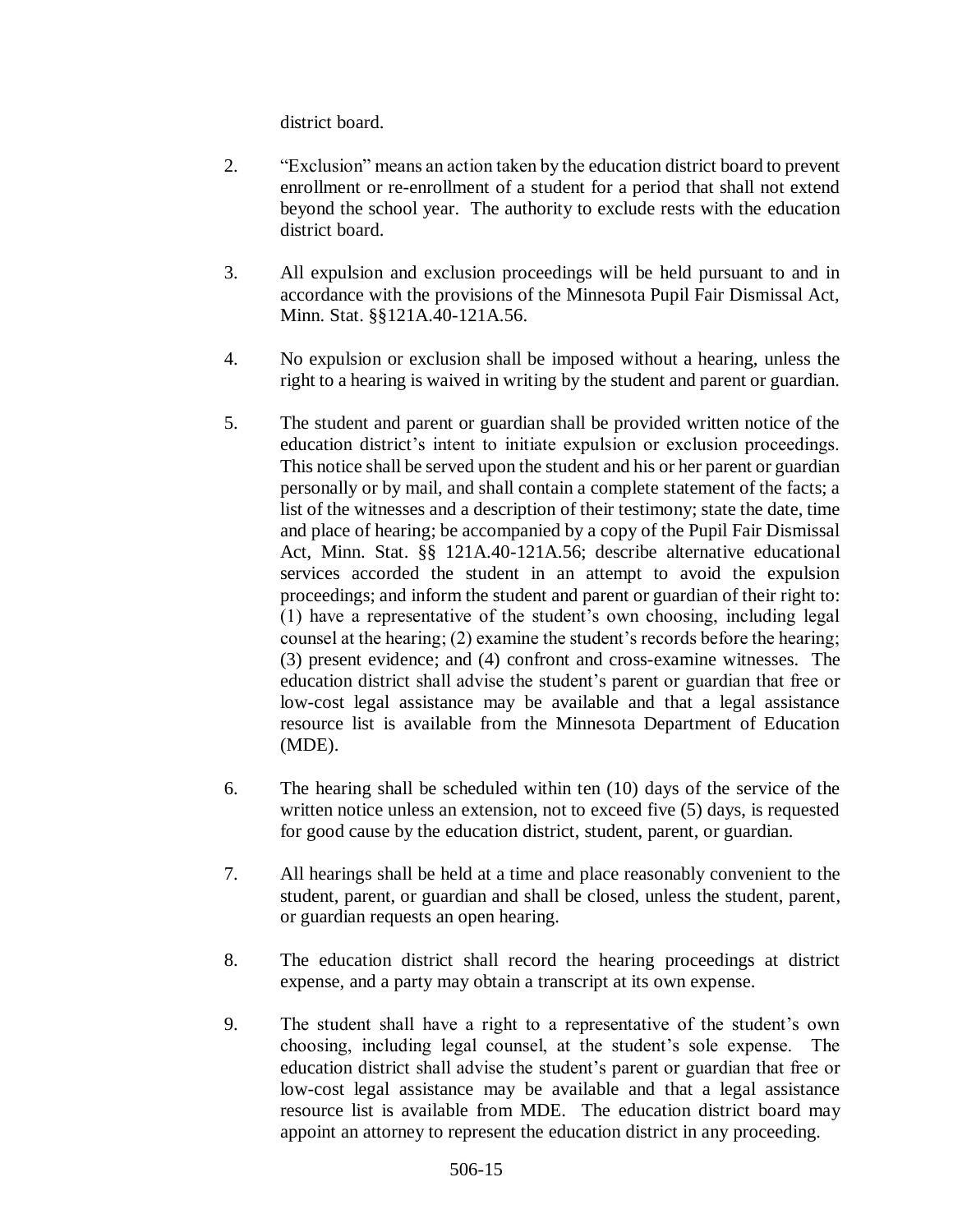district board.

2. "Exclusion" means an action taken by the education district board to prevent enrollment or re-enrollment of a student for a period that shall not extend beyond the school year. The authority to exclude rests with the education district board.

3. All expulsion and exclusion proceedings will be held pursuant to and in accordance with the provisions of the Minnesota Pupil Fair Dismissal Act, Minn. Stat. §§121A.40-121A.56.

4. No expulsion or exclusion shall be imposed without a hearing, unless the right to a hearing is waived in writing by the student and parent or guardian.

5. The student and parent or guardian shall be provided written notice of the education district's intent to initiate expulsion or exclusion proceedings. This notice shall be served upon the student and his or her parent or guardian personally or by mail, and shall contain a complete statement of the facts; a list of the witnesses and a description of their testimony; state the date, time and place of hearing; be accompanied by a copy of the Pupil Fair Dismissal Act, Minn. Stat. §§ 121A.40-121A.56; describe alternative educational services accorded the student in an attempt to avoid the expulsion proceedings; and inform the student and parent or guardian of their right to: (1) have a representative of the student's own choosing, including legal counsel at the hearing; (2) examine the student's records before the hearing; (3) present evidence; and (4) confront and cross-examine witnesses. The education district shall advise the student's parent or guardian that free or low-cost legal assistance may be available and that a legal assistance resource list is available from the Minnesota Department of Education (MDE).

6. The hearing shall be scheduled within ten (10) days of the service of the written notice unless an extension, not to exceed five (5) days, is requested for good cause by the education district, student, parent, or guardian.

7. All hearings shall be held at a time and place reasonably convenient to the student, parent, or guardian and shall be closed, unless the student, parent, or guardian requests an open hearing.

8. The education district shall record the hearing proceedings at district expense, and a party may obtain a transcript at its own expense.

9. The student shall have a right to a representative of the student's own choosing, including legal counsel, at the student's sole expense. The education district shall advise the student's parent or guardian that free or low-cost legal assistance may be available and that a legal assistance resource list is available from MDE. The education district board may appoint an attorney to represent the education district in any proceeding.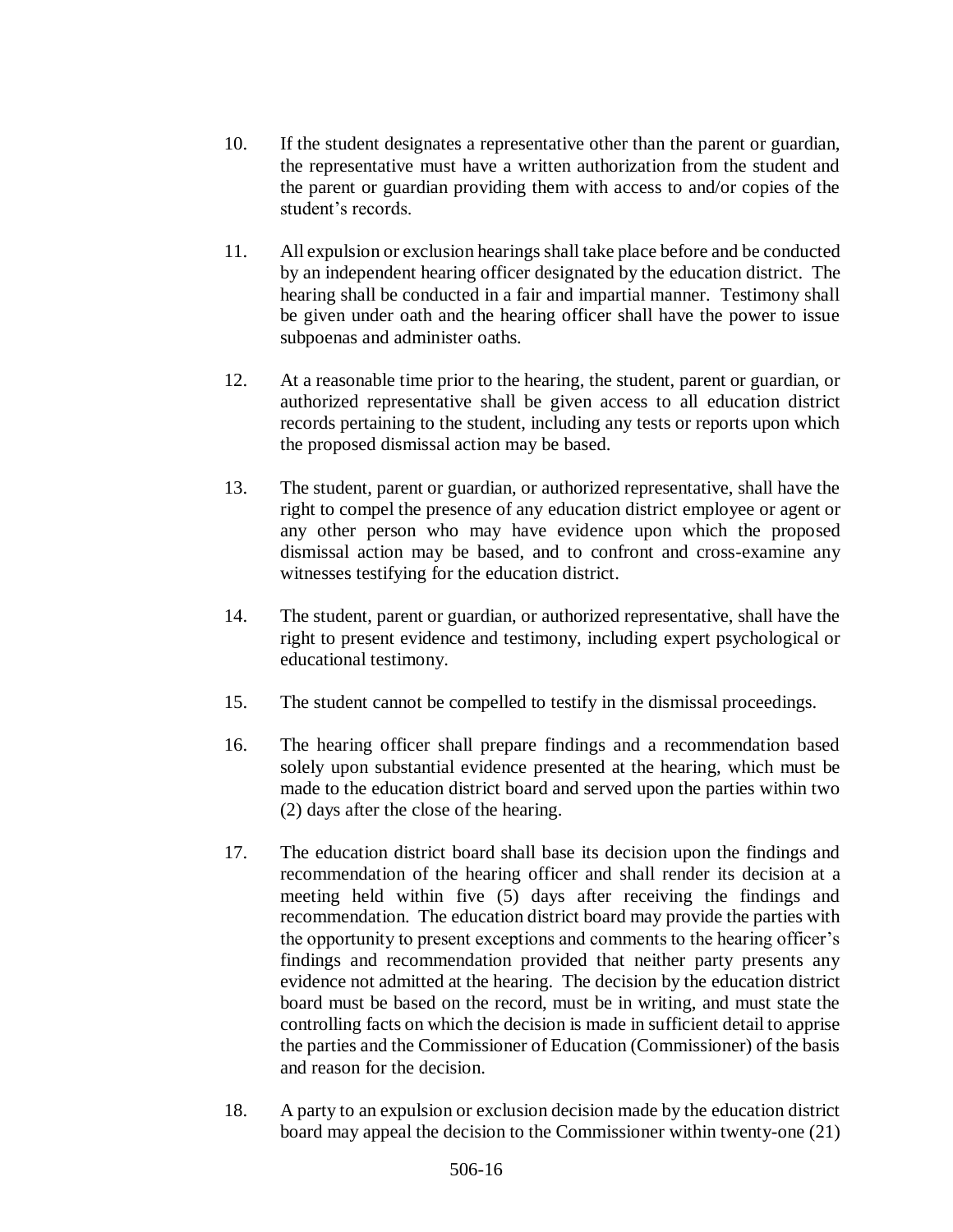10. If the student designates a representative other than the parent or guardian, the representative must have a written authorization from the student and the parent or guardian providing them with access to and/or copies of the student's records.

11. All expulsion or exclusion hearings shall take place before and be conducted by an independent hearing officer designated by the education district. The hearing shall be conducted in a fair and impartial manner. Testimony shall be given under oath and the hearing officer shall have the power to issue subpoenas and administer oaths.

12. At a reasonable time prior to the hearing, the student, parent or guardian, or authorized representative shall be given access to all education district records pertaining to the student, including any tests or reports upon which the proposed dismissal action may be based.

13. The student, parent or guardian, or authorized representative, shall have the right to compel the presence of any education district employee or agent or any other person who may have evidence upon which the proposed dismissal action may be based, and to confront and cross-examine any witnesses testifying for the education district.

14. The student, parent or guardian, or authorized representative, shall have the right to present evidence and testimony, including expert psychological or educational testimony.

15. The student cannot be compelled to testify in the dismissal proceedings.

16. The hearing officer shall prepare findings and a recommendation based solely upon substantial evidence presented at the hearing, which must be made to the education district board and served upon the parties within two (2) days after the close of the hearing.

17. The education district board shall base its decision upon the findings and recommendation of the hearing officer and shall render its decision at a meeting held within five (5) days after receiving the findings and recommendation. The education district board may provide the parties with the opportunity to present exceptions and comments to the hearing officer's findings and recommendation provided that neither party presents any evidence not admitted at the hearing. The decision by the education district board must be based on the record, must be in writing, and must state the controlling facts on which the decision is made in sufficient detail to apprise the parties and the Commissioner of Education (Commissioner) of the basis and reason for the decision.

18. A party to an expulsion or exclusion decision made by the education district board may appeal the decision to the Commissioner within twenty-one (21)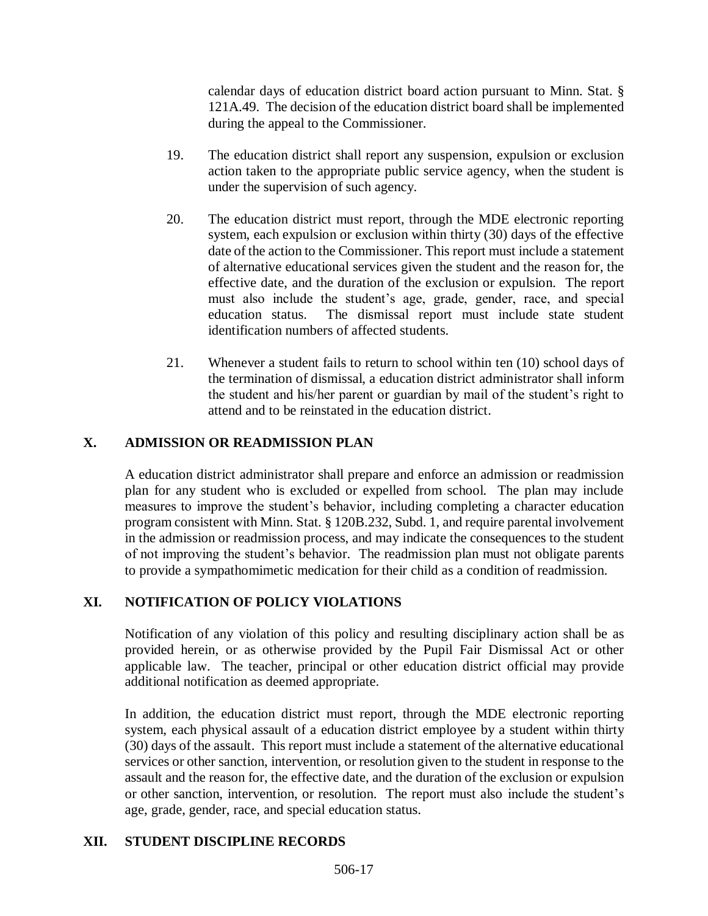calendar days of education district board action pursuant to Minn. Stat. § 121A.49. The decision of the education district board shall be implemented during the appeal to the Commissioner.

19. The education district shall report any suspension, expulsion or exclusion action taken to the appropriate public service agency, when the student is under the supervision of such agency.

20. The education district must report, through the MDE electronic reporting system, each expulsion or exclusion within thirty (30) days of the effective date of the action to the Commissioner. This report must include a statement of alternative educational services given the student and the reason for, the effective date, and the duration of the exclusion or expulsion. The report must also include the student's age, grade, gender, race, and special education status. The dismissal report must include state student identification numbers of affected students.

21. Whenever a student fails to return to school within ten (10) school days of the termination of dismissal, a education district administrator shall inform the student and his/her parent or guardian by mail of the student's right to attend and to be reinstated in the education district.

## X. ADMISSION OR READMISSION PLAN

A education district administrator shall prepare and enforce an admission or readmission plan for any student who is excluded or expelled from school. The plan may include measures to improve the student's behavior, including completing a character education program consistent with Minn. Stat. § 120B.232, Subd. 1, and require parental involvement in the admission or readmission process, and may indicate the consequences to the student of not improving the student's behavior. The readmission plan must not obligate parents to provide a sympathomimetic medication for their child as a condition of readmission.

## XI. NOTIFICATION OF POLICY VIOLATIONS

Notification of any violation of this policy and resulting disciplinary action shall be as provided herein, or as otherwise provided by the Pupil Fair Dismissal Act or other applicable law. The teacher, principal or other education district official may provide additional notification as deemed appropriate.

In addition, the education district must report, through the MDE electronic reporting system, each physical assault of a education district employee by a student within thirty (30) days of the assault. This report must include a statement of the alternative educational services or other sanction, intervention, or resolution given to the student in response to the assault and the reason for, the effective date, and the duration of the exclusion or expulsion or other sanction, intervention, or resolution. The report must also include the student's age, grade, gender, race, and special education status.

## XII. STUDENT DISCIPLINE RECORDS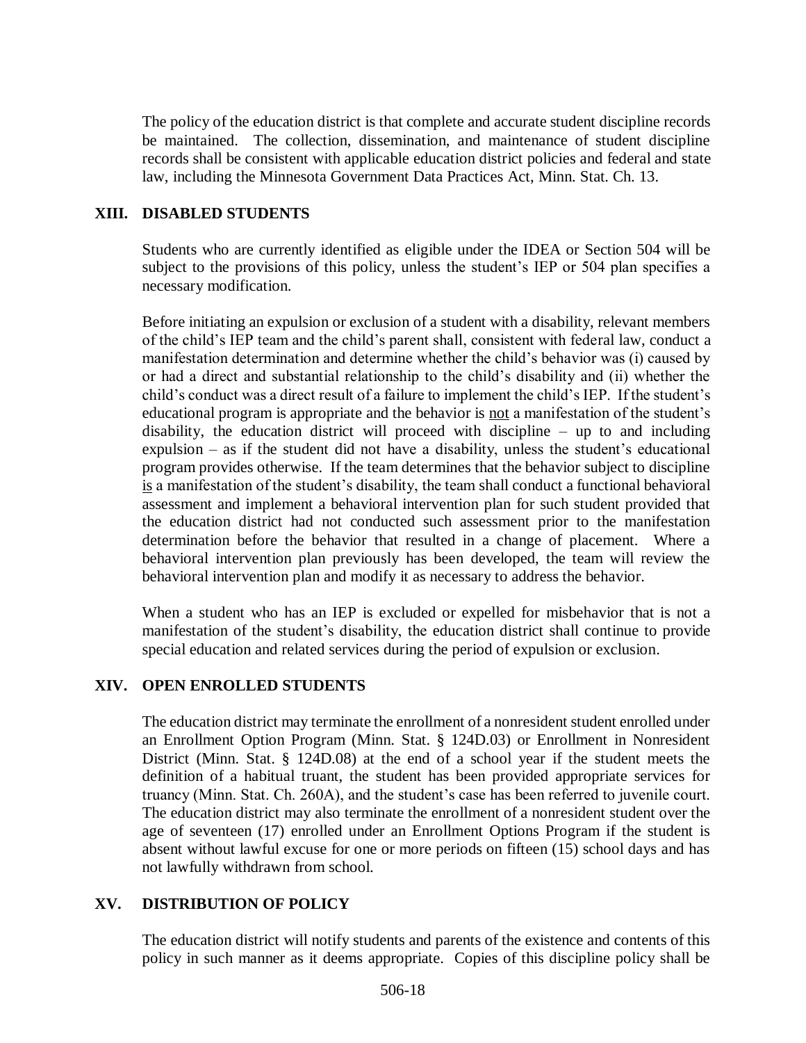The policy of the education district is that complete and accurate student discipline records be maintained. The collection, dissemination, and maintenance of student discipline records shall be consistent with applicable education district policies and federal and state law, including the Minnesota Government Data Practices Act, Minn. Stat. Ch. 13.

## XIII. DISABLED STUDENTS

Students who are currently identified as eligible under the IDEA or Section 504 will be subject to the provisions of this policy, unless the student's IEP or 504 plan specifies a necessary modification.

Before initiating an expulsion or exclusion of a student with a disability, relevant members of the child's IEP team and the child's parent shall, consistent with federal law, conduct a manifestation determination and determine whether the child's behavior was (i) caused by or had a direct and substantial relationship to the child's disability and (ii) whether the child's conduct was a direct result of a failure to implement the child's IEP. If the student's educational program is appropriate and the behavior is <u>not</u> a manifestation of the student's disability, the education district will proceed with discipline – up to and including expulsion – as if the student did not have a disability, unless the student's educational program provides otherwise. If the team determines that the behavior subject to discipline <u>is</u> a manifestation of the student's disability, the team shall conduct a functional behavioral assessment and implement a behavioral intervention plan for such student provided that the education district had not conducted such assessment prior to the manifestation determination before the behavior that resulted in a change of placement. Where a behavioral intervention plan previously has been developed, the team will review the behavioral intervention plan and modify it as necessary to address the behavior.

When a student who has an IEP is excluded or expelled for misbehavior that is not a manifestation of the student's disability, the education district shall continue to provide special education and related services during the period of expulsion or exclusion.

## XIV. OPEN ENROLLED STUDENTS

The education district may terminate the enrollment of a nonresident student enrolled under an Enrollment Option Program (Minn. Stat. § 124D.03) or Enrollment in Nonresident District (Minn. Stat. § 124D.08) at the end of a school year if the student meets the definition of a habitual truant, the student has been provided appropriate services for truancy (Minn. Stat. Ch. 260A), and the student's case has been referred to juvenile court. The education district may also terminate the enrollment of a nonresident student over the age of seventeen (17) enrolled under an Enrollment Options Program if the student is absent without lawful excuse for one or more periods on fifteen (15) school days and has not lawfully withdrawn from school.

## XV. DISTRIBUTION OF POLICY

The education district will notify students and parents of the existence and contents of this policy in such manner as it deems appropriate. Copies of this discipline policy shall be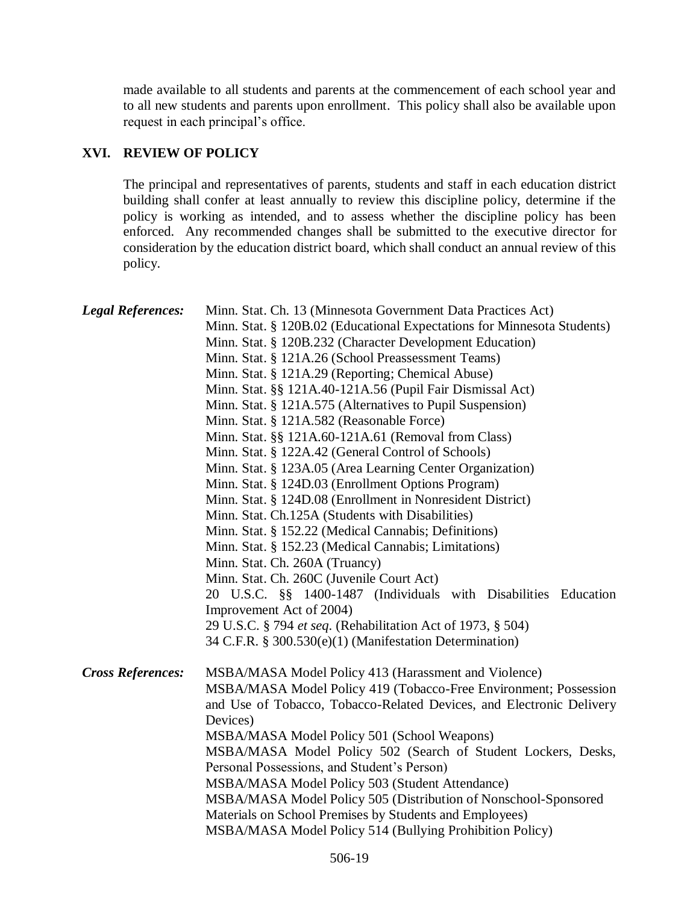made available to all students and parents at the commencement of each school year and to all new students and parents upon enrollment. This policy shall also be available upon request in each principal's office.

## XVI. REVIEW OF POLICY

The principal and representatives of parents, students and staff in each education district building shall confer at least annually to review this discipline policy, determine if the policy is working as intended, and to assess whether the discipline policy has been enforced. Any recommended changes shall be submitted to the executive director for consideration by the education district board, which shall conduct an annual review of this policy.

***Legal References:***

Minn. Stat. Ch. 13 (Minnesota Government Data Practices Act)
Minn. Stat. § 120B.02 (Educational Expectations for Minnesota Students)
Minn. Stat. § 120B.232 (Character Development Education)
Minn. Stat. § 121A.26 (School Preassessment Teams)
Minn. Stat. § 121A.29 (Reporting; Chemical Abuse)
Minn. Stat. §§ 121A.40-121A.56 (Pupil Fair Dismissal Act)
Minn. Stat. § 121A.575 (Alternatives to Pupil Suspension)
Minn. Stat. § 121A.582 (Reasonable Force)
Minn. Stat. §§ 121A.60-121A.61 (Removal from Class)
Minn. Stat. § 122A.42 (General Control of Schools)
Minn. Stat. § 123A.05 (Area Learning Center Organization)
Minn. Stat. § 124D.03 (Enrollment Options Program)
Minn. Stat. § 124D.08 (Enrollment in Nonresident District)
Minn. Stat. Ch.125A (Students with Disabilities)
Minn. Stat. § 152.22 (Medical Cannabis; Definitions)
Minn. Stat. § 152.23 (Medical Cannabis; Limitations)
Minn. Stat. Ch. 260A (Truancy)
Minn. Stat. Ch. 260C (Juvenile Court Act)
20 U.S.C. §§ 1400-1487 (Individuals with Disabilities Education Improvement Act of 2004)
29 U.S.C. § 794 *et seq*. (Rehabilitation Act of 1973, § 504)
34 C.F.R. § 300.530(e)(1) (Manifestation Determination)

***Cross References:***

MSBA/MASA Model Policy 413 (Harassment and Violence)
MSBA/MASA Model Policy 419 (Tobacco-Free Environment; Possession and Use of Tobacco, Tobacco-Related Devices, and Electronic Delivery Devices)
MSBA/MASA Model Policy 501 (School Weapons)
MSBA/MASA Model Policy 502 (Search of Student Lockers, Desks, Personal Possessions, and Student's Person)
MSBA/MASA Model Policy 503 (Student Attendance)
MSBA/MASA Model Policy 505 (Distribution of Nonschool-Sponsored Materials on School Premises by Students and Employees)
MSBA/MASA Model Policy 514 (Bullying Prohibition Policy)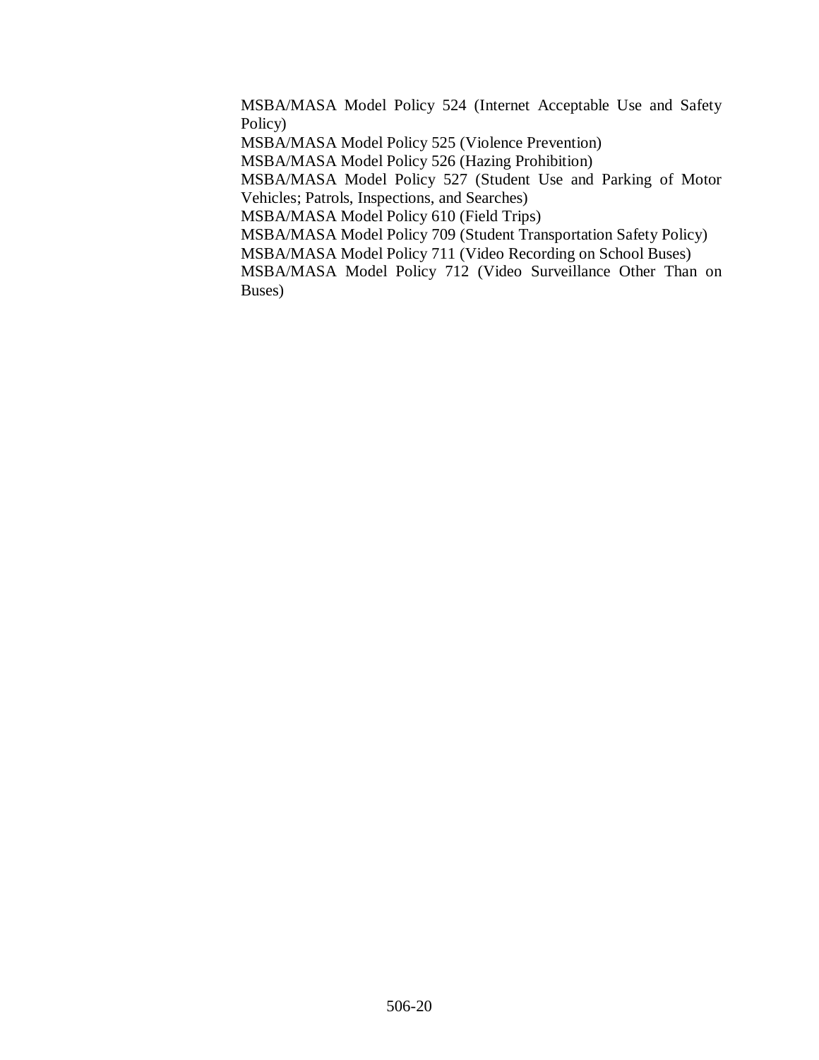MSBA/MASA Model Policy 524 (Internet Acceptable Use and Safety Policy)
MSBA/MASA Model Policy 525 (Violence Prevention)
MSBA/MASA Model Policy 526 (Hazing Prohibition)
MSBA/MASA Model Policy 527 (Student Use and Parking of Motor Vehicles; Patrols, Inspections, and Searches)
MSBA/MASA Model Policy 610 (Field Trips)
MSBA/MASA Model Policy 709 (Student Transportation Safety Policy)
MSBA/MASA Model Policy 711 (Video Recording on School Buses)
MSBA/MASA Model Policy 712 (Video Surveillance Other Than on Buses)